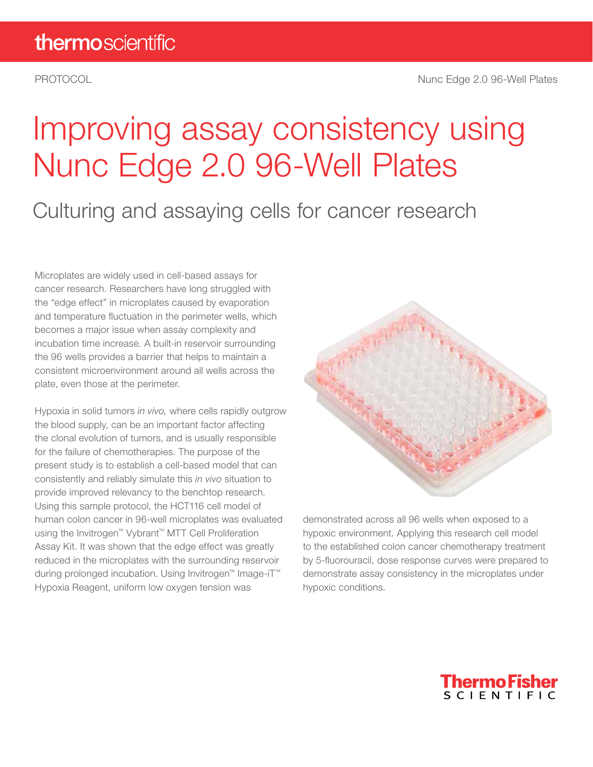PROTOCOL

Nunc Edge 2.0 96-Well Plates

# Improving assay consistency using Nunc Edge 2.0 96-Well Plates

## Culturing and assaying cells for cancer research

Microplates are widely used in cell-based assays for cancer research. Researchers have long struggled with the "edge effect" in microplates caused by evaporation and temperature fluctuation in the perimeter wells, which becomes a major issue when assay complexity and incubation time increase. A built-in reservoir surrounding the 96 wells provides a barrier that helps to maintain a consistent microenvironment around all wells across the plate, even those at the perimeter.

Hypoxia in solid tumors *in vivo,* where cells rapidly outgrow the blood supply, can be an important factor affecting the clonal evolution of tumors, and is usually responsible for the failure of chemotherapies. The purpose of the present study is to establish a cell-based model that can consistently and reliably simulate this *in vivo* situation to provide improved relevancy to the benchtop research. Using this sample protocol, the HCT116 cell model of human colon cancer in 96-well microplates was evaluated using the Invitrogen™ Vybrant™ MTT Cell Proliferation Assay Kit. It was shown that the edge effect was greatly reduced in the microplates with the surrounding reservoir during prolonged incubation. Using Invitrogen™ Image-iT™ Hypoxia Reagent, uniform low oxygen tension was demonstrated across all 96 wells when exposed to a hypoxic environment. Applying this research cell model to the established colon cancer chemotherapy treatment by 5-fluorouracil, dose response curves were prepared to demonstrate assay consistency in the microplates under hypoxic conditions.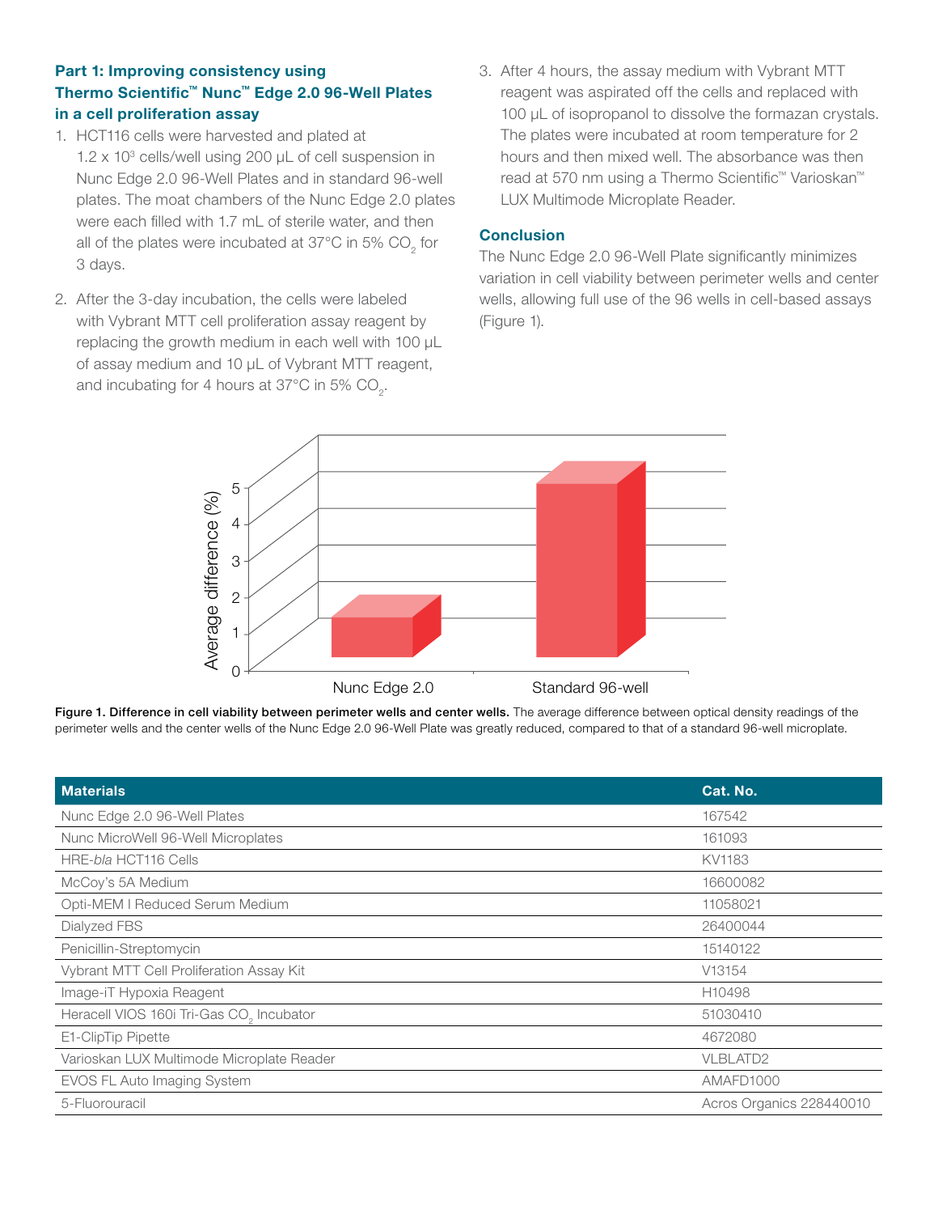### Part 1: Improving consistency using Thermo Scientific™ Nunc™ Edge 2.0 96-Well Plates in a cell proliferation assay

1. HCT116 cells were harvested and plated at $1.2 \times 10^3$ cells/well using 200 µL of cell suspension in Nunc Edge 2.0 96-Well Plates and in standard 96-well plates. The moat chambers of the Nunc Edge 2.0 plates were each filled with 1.7 mL of sterile water, and then all of the plates were incubated at 37°C in 5% $CO_2$ for 3 days.
2. After the 3-day incubation, the cells were labeled with Vybrant MTT cell proliferation assay reagent by replacing the growth medium in each well with 100 µL of assay medium and 10 µL of Vybrant MTT reagent, and incubating for 4 hours at 37°C in 5% $CO_2$.
3. After 4 hours, the assay medium with Vybrant MTT reagent was aspirated off the cells and replaced with 100 µL of isopropanol to dissolve the formazan crystals. The plates were incubated at room temperature for 2 hours and then mixed well. The absorbance was then read at 570 nm using a Thermo Scientific™ Varioskan™ LUX Multimode Microplate Reader.

### Conclusion

The Nunc Edge 2.0 96-Well Plate significantly minimizes variation in cell viability between perimeter wells and center wells, allowing full use of the 96 wells in cell-based assays (Figure 1).

**Figure 1. Difference in cell viability between perimeter wells and center wells.** The average difference between optical density readings of the perimeter wells and the center wells of the Nunc Edge 2.0 96-Well Plate was greatly reduced, compared to that of a standard 96-well microplate.

| Materials | Cat. No. |
|---|---|
| Nunc Edge 2.0 96-Well Plates | 167542 |
| Nunc MicroWell 96-Well Microplates | 161093 |
| HRE-*bla* HCT116 Cells | KV1183 |
| McCoy's 5A Medium | 16600082 |
| Opti-MEM I Reduced Serum Medium | 11058021 |
| Dialyzed FBS | 26400044 |
| Penicillin-Streptomycin | 15140122 |
| Vybrant MTT Cell Proliferation Assay Kit | V13154 |
| Image-iT Hypoxia Reagent | H10498 |
| Heracell VIOS 160i Tri-Gas $CO_2$ Incubator | 51030410 |
| E1-ClipTip Pipette | 4672080 |
| Varioskan LUX Multimode Microplate Reader | VLBLATD2 |
| EVOS FL Auto Imaging System | AMAFD1000 |
| 5-Fluorouracil | Acros Organics 228440010 |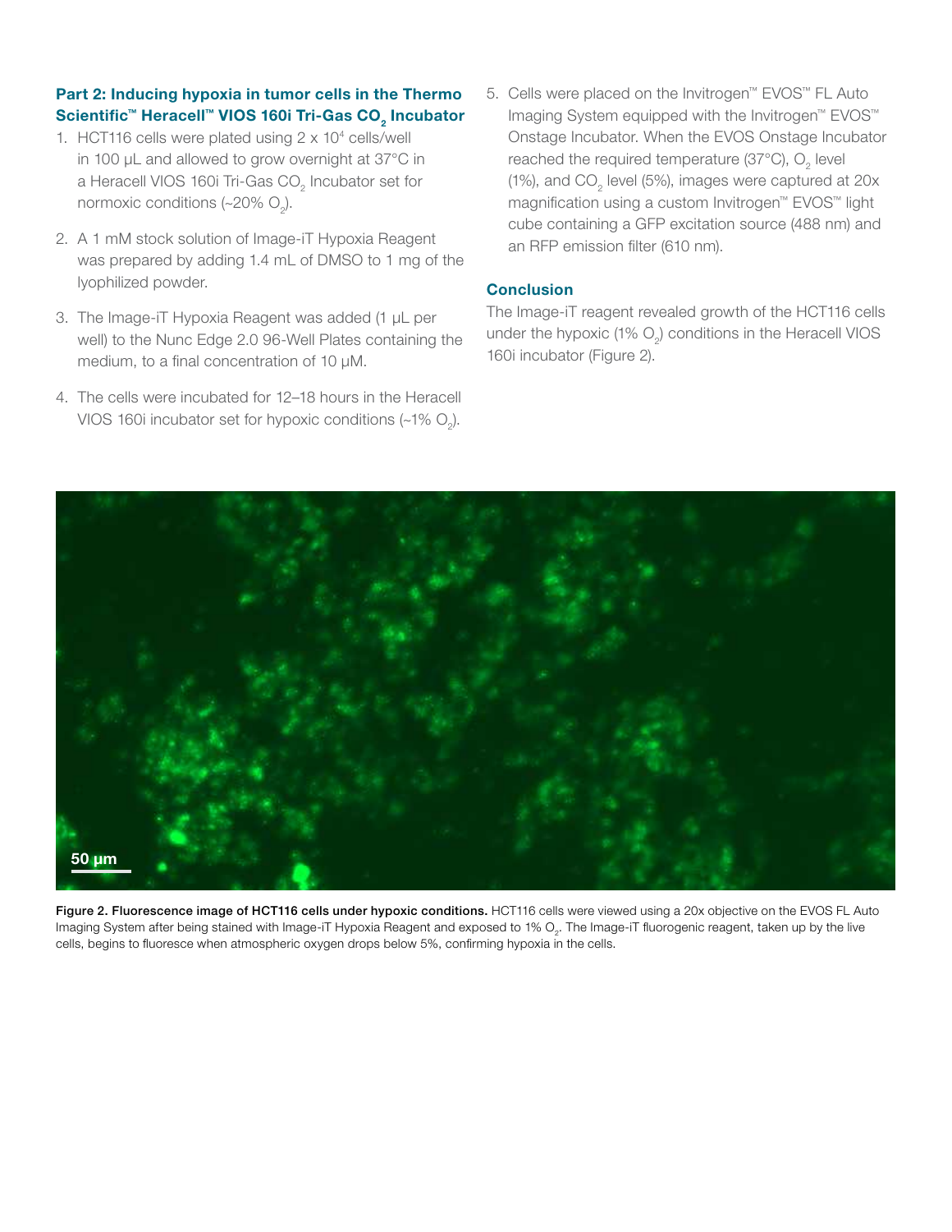### Part 2: Inducing hypoxia in tumor cells in the Thermo Scientific™ Heracell™ VIOS 160i Tri-Gas $CO_2$ Incubator

1. HCT116 cells were plated using 2 x $10^4$ cells/well in 100 µL and allowed to grow overnight at 37°C in a Heracell VIOS 160i Tri-Gas $CO_2$ Incubator set for normoxic conditions (~20% $O_2$).

2. A 1 mM stock solution of Image-iT Hypoxia Reagent was prepared by adding 1.4 mL of DMSO to 1 mg of the lyophilized powder.

3. The Image-iT Hypoxia Reagent was added (1 µL per well) to the Nunc Edge 2.0 96-Well Plates containing the medium, to a final concentration of 10 µM.

4. The cells were incubated for 12–18 hours in the Heracell VIOS 160i incubator set for hypoxic conditions (~1% $O_2$).

5. Cells were placed on the Invitrogen™ EVOS™ FL Auto Imaging System equipped with the Invitrogen™ EVOS™ Onstage Incubator. When the EVOS Onstage Incubator reached the required temperature (37°C), $O_2$ level (1%), and $CO_2$ level (5%), images were captured at 20x magnification using a custom Invitrogen™ EVOS™ light cube containing a GFP excitation source (488 nm) and an RFP emission filter (610 nm).

### Conclusion

The Image-iT reagent revealed growth of the HCT116 cells under the hypoxic (1% $O_2$) conditions in the Heracell VIOS 160i incubator (Figure 2).

**Figure 2. Fluorescence image of HCT116 cells under hypoxic conditions.** HCT116 cells were viewed using a 20x objective on the EVOS FL Auto Imaging System after being stained with Image-iT Hypoxia Reagent and exposed to 1% $O_2$. The Image-iT fluorogenic reagent, taken up by the live cells, begins to fluoresce when atmospheric oxygen drops below 5%, confirming hypoxia in the cells.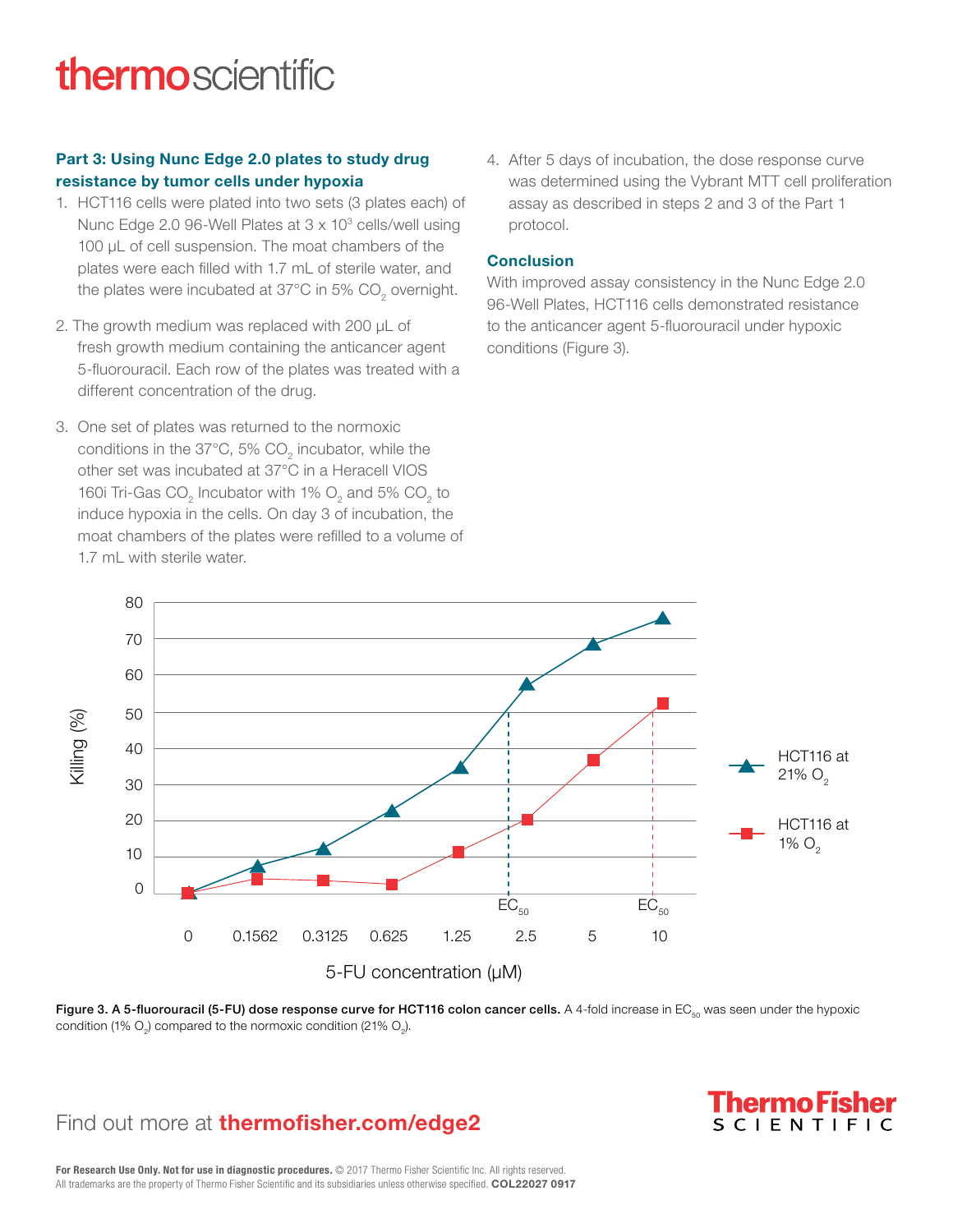## Part 3: Using Nunc Edge 2.0 plates to study drug resistance by tumor cells under hypoxia

1. HCT116 cells were plated into two sets (3 plates each) of Nunc Edge 2.0 96-Well Plates at $3 \times 10^3$ cells/well using 100 µL of cell suspension. The moat chambers of the plates were each filled with 1.7 mL of sterile water, and the plates were incubated at 37°C in 5% $CO_2$ overnight.

2. The growth medium was replaced with 200 µL of fresh growth medium containing the anticancer agent 5-fluorouracil. Each row of the plates was treated with a different concentration of the drug.

3. One set of plates was returned to the normoxic conditions in the 37°C, 5% $CO_2$ incubator, while the other set was incubated at 37°C in a Heracell VIOS 160i Tri-Gas $CO_2$ Incubator with 1% $O_2$ and 5% $CO_2$ to induce hypoxia in the cells. On day 3 of incubation, the moat chambers of the plates were refilled to a volume of 1.7 mL with sterile water.

4. After 5 days of incubation, the dose response curve was determined using the Vybrant MTT cell proliferation assay as described in steps 2 and 3 of the Part 1 protocol.

### Conclusion

With improved assay consistency in the Nunc Edge 2.0 96-Well Plates, HCT116 cells demonstrated resistance to the anticancer agent 5-fluorouracil under hypoxic conditions (Figure 3).

Killing (%)

0
10
20
30
40
50
60
70
80

5-FU concentration (µM)

0
0.1562
0.3125
0.625
1.25
2.5
5
10

$EC_{50}$
$EC_{50}$

HCT116 at 21% $O_2$
HCT116 at 1% $O_2$

**Figure 3. A 5-fluorouracil (5-FU) dose response curve for HCT116 colon cancer cells.** A 4-fold increase in $EC_{50}$ was seen under the hypoxic condition (1% $O_2$) compared to the normoxic condition (21% $O_2$).

Find out more at **thermofisher.com/edge2**

**For Research Use Only. Not for use in diagnostic procedures.** © 2017 Thermo Fisher Scientific Inc. All rights reserved. All trademarks are the property of Thermo Fisher Scientific and its subsidiaries unless otherwise specified. **COL22027 0917**